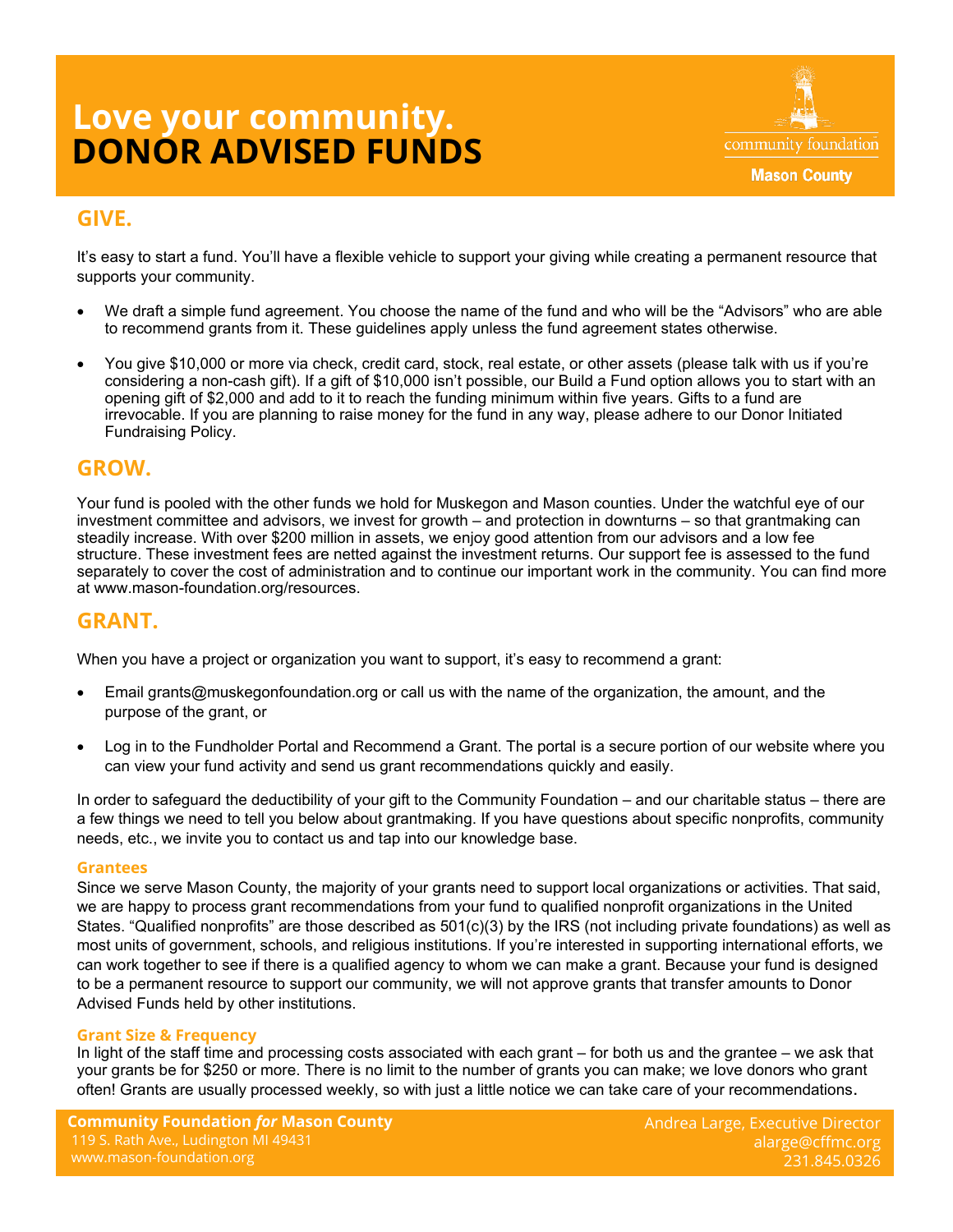# Love your community.
# DONOR ADVISED FUNDS

community foundation

Mason County

## GIVE.

It's easy to start a fund. You'll have a flexible vehicle to support your giving while creating a permanent resource that supports your community.

- We draft a simple fund agreement. You choose the name of the fund and who will be the "Advisors" who are able to recommend grants from it. These guidelines apply unless the fund agreement states otherwise.
- You give $10,000 or more via check, credit card, stock, real estate, or other assets (please talk with us if you're considering a non-cash gift). If a gift of $10,000 isn't possible, our Build a Fund option allows you to start with an opening gift of $2,000 and add to it to reach the funding minimum within five years. Gifts to a fund are irrevocable. If you are planning to raise money for the fund in any way, please adhere to our Donor Initiated Fundraising Policy.

## GROW.

Your fund is pooled with the other funds we hold for Muskegon and Mason counties. Under the watchful eye of our investment committee and advisors, we invest for growth – and protection in downturns – so that grantmaking can steadily increase. With over $200 million in assets, we enjoy good attention from our advisors and a low fee structure. These investment fees are netted against the investment returns. Our support fee is assessed to the fund separately to cover the cost of administration and to continue our important work in the community. You can find more at www.mason-foundation.org/resources.

## GRANT.

When you have a project or organization you want to support, it's easy to recommend a grant:

- Email grants@muskegonfoundation.org or call us with the name of the organization, the amount, and the purpose of the grant, or
- Log in to the Fundholder Portal and Recommend a Grant. The portal is a secure portion of our website where you can view your fund activity and send us grant recommendations quickly and easily.

In order to safeguard the deductibility of your gift to the Community Foundation – and our charitable status – there are a few things we need to tell you below about grantmaking. If you have questions about specific nonprofits, community needs, etc., we invite you to contact us and tap into our knowledge base.

### Grantees

Since we serve Mason County, the majority of your grants need to support local organizations or activities. That said, we are happy to process grant recommendations from your fund to qualified nonprofit organizations in the United States. "Qualified nonprofits" are those described as 501(c)(3) by the IRS (not including private foundations) as well as most units of government, schools, and religious institutions. If you're interested in supporting international efforts, we can work together to see if there is a qualified agency to whom we can make a grant. Because your fund is designed to be a permanent resource to support our community, we will not approve grants that transfer amounts to Donor Advised Funds held by other institutions.

### Grant Size & Frequency

In light of the staff time and processing costs associated with each grant – for both us and the grantee – we ask that your grants be for $250 or more. There is no limit to the number of grants you can make; we love donors who grant often! Grants are usually processed weekly, so with just a little notice we can take care of your recommendations.

**Community Foundation *for* Mason County**
119 S. Rath Ave., Ludington MI 49431
www.mason-foundation.org

Andrea Large, Executive Director
alarge@cffmc.org
231.845.0326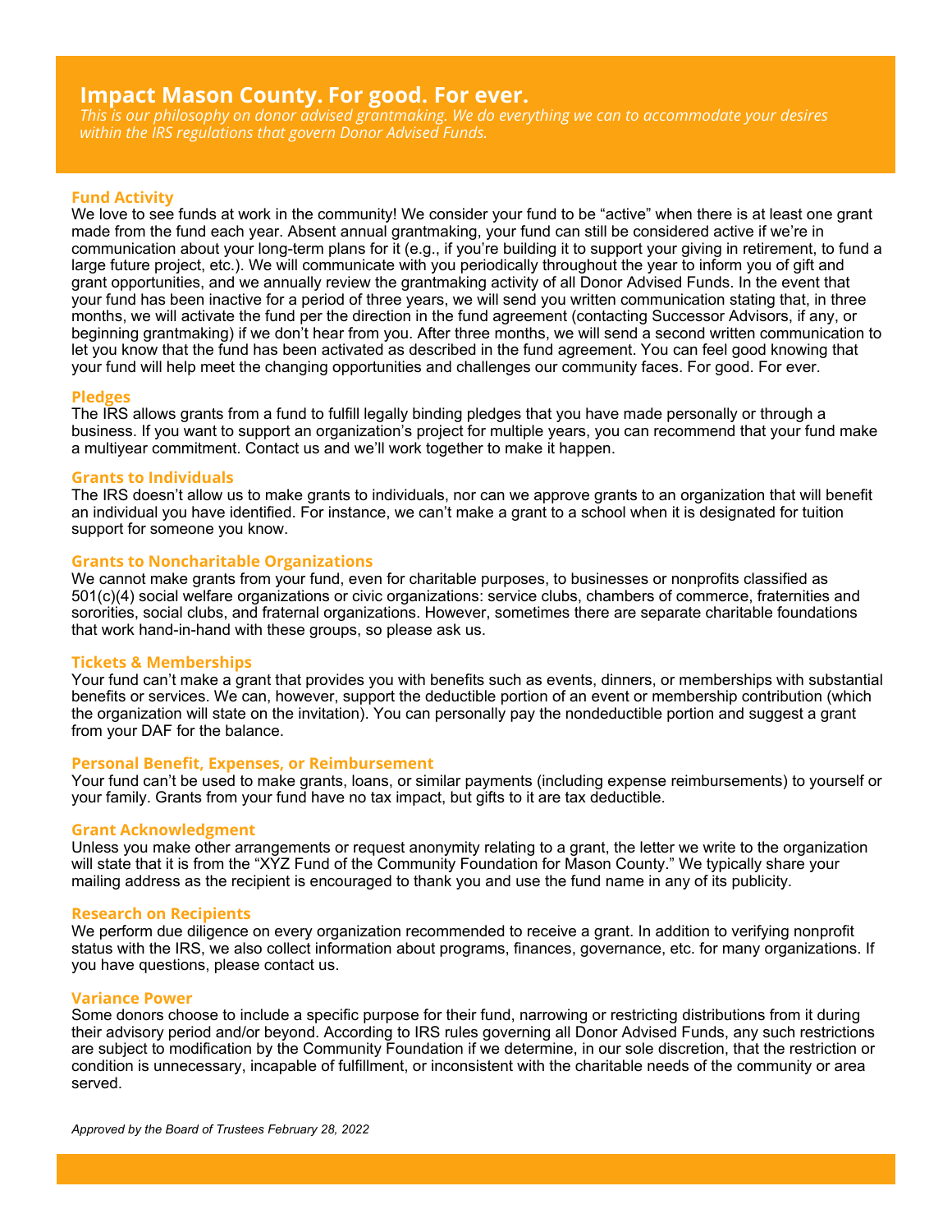# Impact Mason County. For good. For ever.

*This is our philosophy on donor advised grantmaking. We do everything we can to accommodate your desires within the IRS regulations that govern Donor Advised Funds.*

## Fund Activity

We love to see funds at work in the community! We consider your fund to be "active" when there is at least one grant made from the fund each year. Absent annual grantmaking, your fund can still be considered active if we're in communication about your long-term plans for it (e.g., if you're building it to support your giving in retirement, to fund a large future project, etc.). We will communicate with you periodically throughout the year to inform you of gift and grant opportunities, and we annually review the grantmaking activity of all Donor Advised Funds. In the event that your fund has been inactive for a period of three years, we will send you written communication stating that, in three months, we will activate the fund per the direction in the fund agreement (contacting Successor Advisors, if any, or beginning grantmaking) if we don't hear from you. After three months, we will send a second written communication to let you know that the fund has been activated as described in the fund agreement. You can feel good knowing that your fund will help meet the changing opportunities and challenges our community faces. For good. For ever.

## Pledges

The IRS allows grants from a fund to fulfill legally binding pledges that you have made personally or through a business. If you want to support an organization's project for multiple years, you can recommend that your fund make a multiyear commitment. Contact us and we'll work together to make it happen.

## Grants to Individuals

The IRS doesn't allow us to make grants to individuals, nor can we approve grants to an organization that will benefit an individual you have identified. For instance, we can't make a grant to a school when it is designated for tuition support for someone you know.

## Grants to Noncharitable Organizations

We cannot make grants from your fund, even for charitable purposes, to businesses or nonprofits classified as 501(c)(4) social welfare organizations or civic organizations: service clubs, chambers of commerce, fraternities and sororities, social clubs, and fraternal organizations. However, sometimes there are separate charitable foundations that work hand-in-hand with these groups, so please ask us.

## Tickets & Memberships

Your fund can't make a grant that provides you with benefits such as events, dinners, or memberships with substantial benefits or services. We can, however, support the deductible portion of an event or membership contribution (which the organization will state on the invitation). You can personally pay the nondeductible portion and suggest a grant from your DAF for the balance.

## Personal Benefit, Expenses, or Reimbursement

Your fund can't be used to make grants, loans, or similar payments (including expense reimbursements) to yourself or your family. Grants from your fund have no tax impact, but gifts to it are tax deductible.

## Grant Acknowledgment

Unless you make other arrangements or request anonymity relating to a grant, the letter we write to the organization will state that it is from the "XYZ Fund of the Community Foundation for Mason County." We typically share your mailing address as the recipient is encouraged to thank you and use the fund name in any of its publicity.

## Research on Recipients

We perform due diligence on every organization recommended to receive a grant. In addition to verifying nonprofit status with the IRS, we also collect information about programs, finances, governance, etc. for many organizations. If you have questions, please contact us.

## Variance Power

Some donors choose to include a specific purpose for their fund, narrowing or restricting distributions from it during their advisory period and/or beyond. According to IRS rules governing all Donor Advised Funds, any such restrictions are subject to modification by the Community Foundation if we determine, in our sole discretion, that the restriction or condition is unnecessary, incapable of fulfillment, or inconsistent with the charitable needs of the community or area served.

*Approved by the Board of Trustees February 28, 2022*